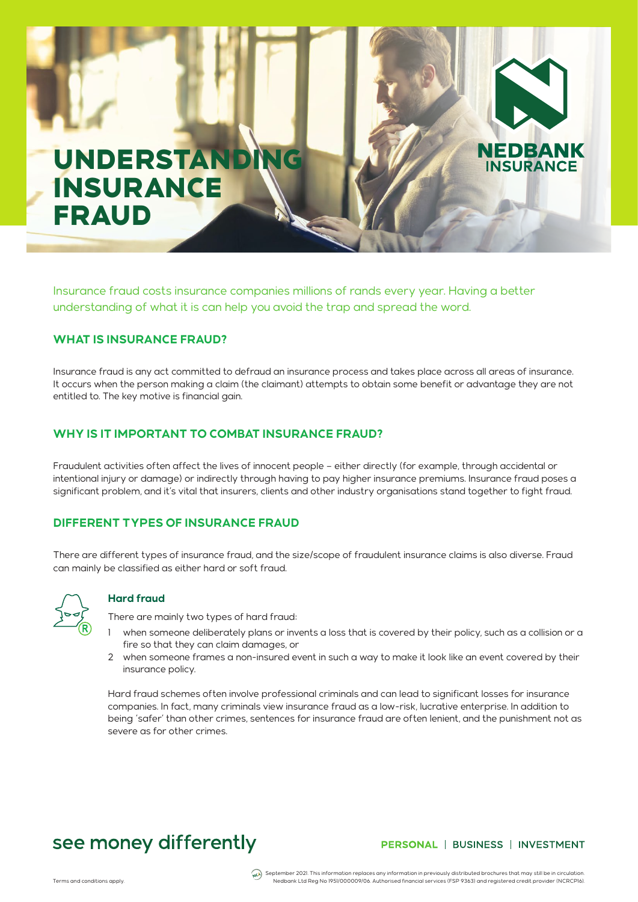# UNDERSTANDING INSURANCE FRAUD

NEDBANK INSURANCE

Insurance fraud costs insurance companies millions of rands every year. Having a better understanding of what it is can help you avoid the trap and spread the word.

## WHAT IS INSURANCE FRAUD?

Insurance fraud is any act committed to defraud an insurance process and takes place across all areas of insurance. It occurs when the person making a claim (the claimant) attempts to obtain some benefit or advantage they are not entitled to. The key motive is financial gain.

## WHY IS IT IMPORTANT TO COMBAT INSURANCE FRAUD?

Fraudulent activities often affect the lives of innocent people – either directly (for example, through accidental or intentional injury or damage) or indirectly through having to pay higher insurance premiums. Insurance fraud poses a significant problem, and it's vital that insurers, clients and other industry organisations stand together to fight fraud.

## DIFFERENT TYPES OF INSURANCE FRAUD

There are different types of insurance fraud, and the size/scope of fraudulent insurance claims is also diverse. Fraud can mainly be classified as either hard or soft fraud.

### Hard fraud

There are mainly two types of hard fraud:

1. when someone deliberately plans or invents a loss that is covered by their policy, such as a collision or a fire so that they can claim damages, or
2. when someone frames a non-insured event in such a way to make it look like an event covered by their insurance policy.

Hard fraud schemes often involve professional criminals and can lead to significant losses for insurance companies. In fact, many criminals view insurance fraud as a low-risk, lucrative enterprise. In addition to being 'safer' than other crimes, sentences for insurance fraud are often lenient, and the punishment not as severe as for other crimes.

see money differently

PERSONAL | BUSINESS | INVESTMENT

Terms and conditions apply.

September 2021. This information replaces any information in previously distributed brochures that may still be in circulation. Nedbank Ltd Reg No 1951/000009/06. Authorised financial services (FSP 9363) and registered credit provider (NCRCP16).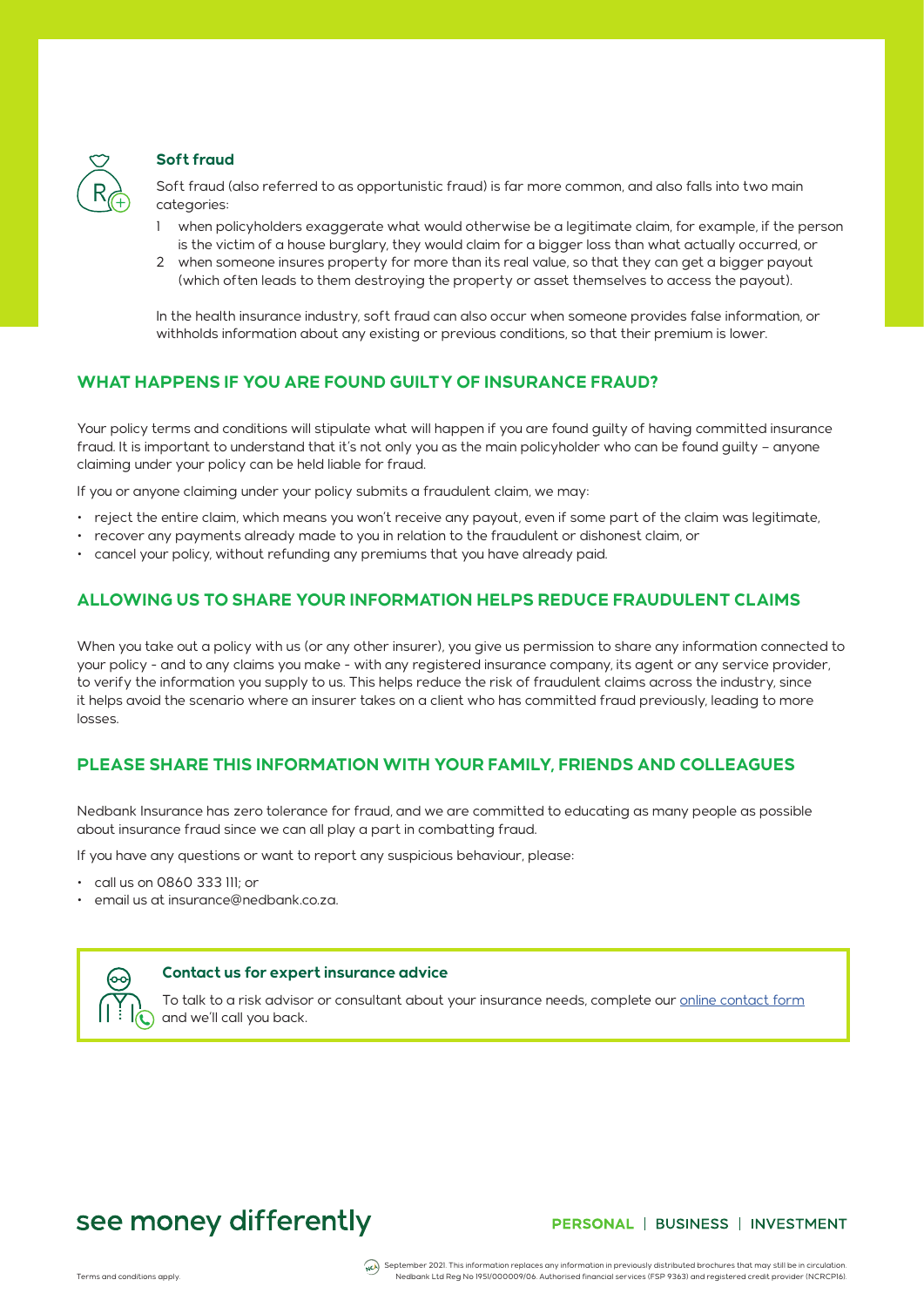### Soft fraud

Soft fraud (also referred to as opportunistic fraud) is far more common, and also falls into two main categories:

1. when policyholders exaggerate what would otherwise be a legitimate claim, for example, if the person is the victim of a house burglary, they would claim for a bigger loss than what actually occurred, or
2. when someone insures property for more than its real value, so that they can get a bigger payout (which often leads to them destroying the property or asset themselves to access the payout).

In the health insurance industry, soft fraud can also occur when someone provides false information, or withholds information about any existing or previous conditions, so that their premium is lower.

## WHAT HAPPENS IF YOU ARE FOUND GUILTY OF INSURANCE FRAUD?

Your policy terms and conditions will stipulate what will happen if you are found guilty of having committed insurance fraud. It is important to understand that it's not only you as the main policyholder who can be found guilty – anyone claiming under your policy can be held liable for fraud.

If you or anyone claiming under your policy submits a fraudulent claim, we may:

- reject the entire claim, which means you won't receive any payout, even if some part of the claim was legitimate,
- recover any payments already made to you in relation to the fraudulent or dishonest claim, or
- cancel your policy, without refunding any premiums that you have already paid.

## ALLOWING US TO SHARE YOUR INFORMATION HELPS REDUCE FRAUDULENT CLAIMS

When you take out a policy with us (or any other insurer), you give us permission to share any information connected to your policy - and to any claims you make - with any registered insurance company, its agent or any service provider, to verify the information you supply to us. This helps reduce the risk of fraudulent claims across the industry, since it helps avoid the scenario where an insurer takes on a client who has committed fraud previously, leading to more losses.

## PLEASE SHARE THIS INFORMATION WITH YOUR FAMILY, FRIENDS AND COLLEAGUES

Nedbank Insurance has zero tolerance for fraud, and we are committed to educating as many people as possible about insurance fraud since we can all play a part in combatting fraud.

If you have any questions or want to report any suspicious behaviour, please:

- call us on 0860 333 111; or
- email us at insurance@nedbank.co.za.

### Contact us for expert insurance advice

To talk to a risk advisor or consultant about your insurance needs, complete our online contact form and we'll call you back.

see money differently

PERSONAL | BUSINESS | INVESTMENT

Terms and conditions apply.

September 2021. This information replaces any information in previously distributed brochures that may still be in circulation. Nedbank Ltd Reg No 1951/000009/06. Authorised financial services (FSP 9363) and registered credit provider (NCRCP16).